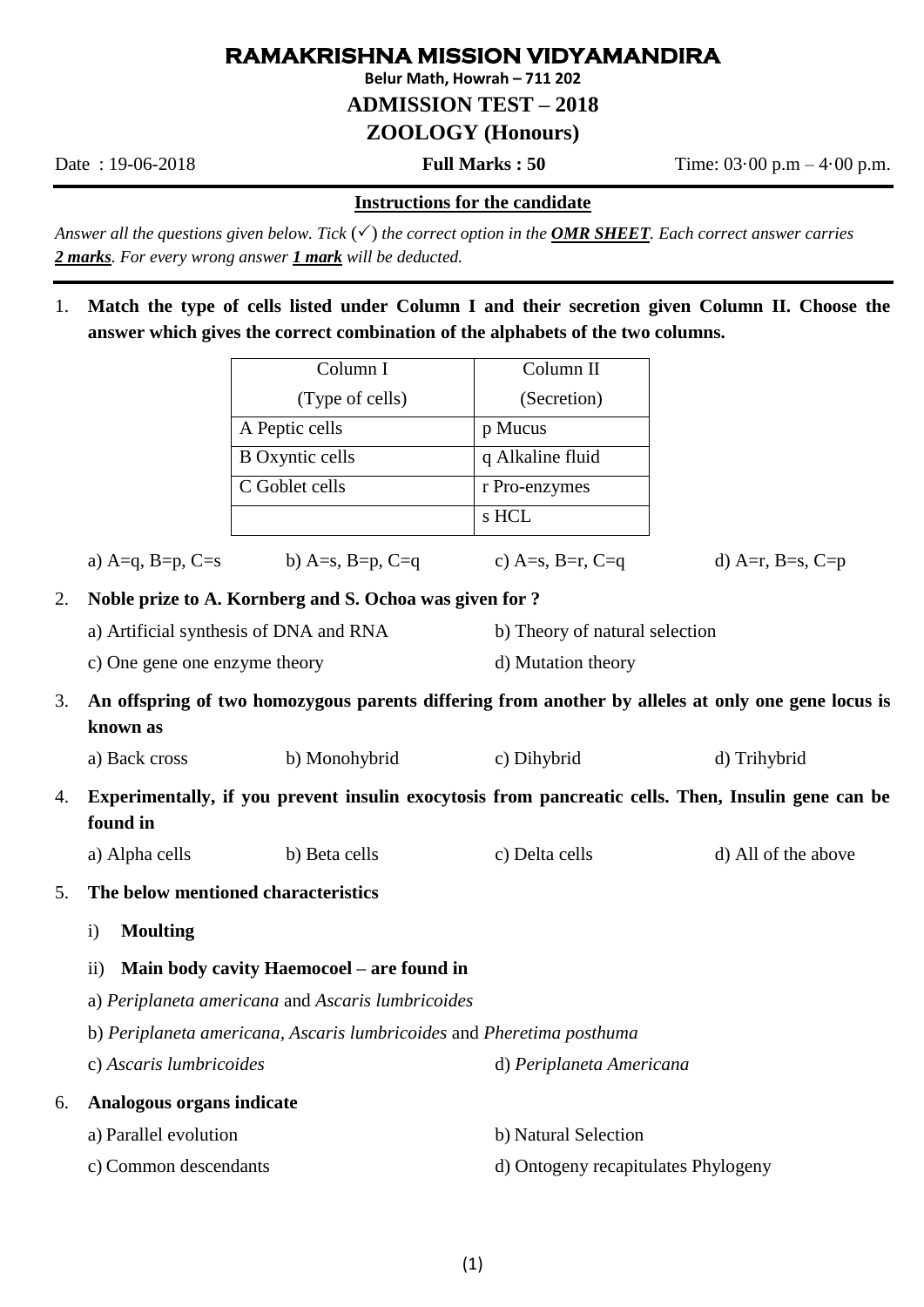# RAMAKRISHNA MISSION VIDYAMANDIRA

**Belur Math, Howrah – 711 202**

## ADMISSION TEST – 2018

## ZOOLOGY (Honours)

Date : 19-06-2018 **Full Marks : 50** Time: 03·00 p.m – 4·00 p.m.

**Instructions for the candidate**

*Answer all the questions given below. Tick (✓) the correct option in the **OMR SHEET**. Each correct answer carries **2 marks**. For every wrong answer **1 mark** will be deducted.*

1. **Match the type of cells listed under Column I and their secretion given Column II. Choose the answer which gives the correct combination of the alphabets of the two columns.**

| Column I (Type of cells) | Column II (Secretion) |
|---|---|
| A Peptic cells | p Mucus |
| B Oxyntic cells | q Alkaline fluid |
| C Goblet cells | r Pro-enzymes |
| | s HCL |

a) A=q, B=p, C=s b) A=s, B=p, C=q c) A=s, B=r, C=q d) A=r, B=s, C=p

2. **Noble prize to A. Kornberg and S. Ochoa was given for ?**

a) Artificial synthesis of DNA and RNA
b) Theory of natural selection
c) One gene one enzyme theory
d) Mutation theory

3. **An offspring of two homozygous parents differing from another by alleles at only one gene locus is known as**

a) Back cross b) Monohybrid c) Dihybrid d) Trihybrid

4. **Experimentally, if you prevent insulin exocytosis from pancreatic cells. Then, Insulin gene can be found in**

a) Alpha cells b) Beta cells c) Delta cells d) All of the above

5. **The below mentioned characteristics**

i) **Moulting**

ii) **Main body cavity Haemocoel – are found in**

a) *Periplaneta americana* and *Ascaris lumbricoides*
b) *Periplaneta americana*, *Ascaris lumbricoides* and *Pheretima posthuma*
c) *Ascaris lumbricoides*
d) *Periplaneta Americana*

6. **Analogous organs indicate**

a) Parallel evolution
b) Natural Selection
c) Common descendants
d) Ontogeny recapitulates Phylogeny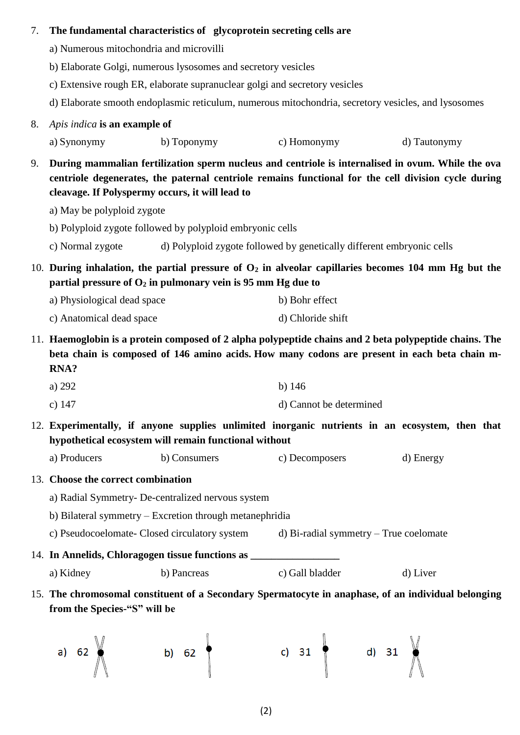7. **The fundamental characteristics of glycoprotein secreting cells are**

   a) Numerous mitochondria and microvilli

   b) Elaborate Golgi, numerous lysosomes and secretory vesicles

   c) Extensive rough ER, elaborate supranuclear golgi and secretory vesicles

   d) Elaborate smooth endoplasmic reticulum, numerous mitochondria, secretory vesicles, and lysosomes

8. ***Apis indica* is an example of**

   a) Synonymy  b) Toponymy  c) Homonymy  d) Tautonymy

9. **During mammalian fertilization sperm nucleus and centriole is internalised in ovum. While the ova centriole degenerates, the paternal centriole remains functional for the cell division cycle during cleavage. If Polyspermy occurs, it will lead to**

   a) May be polyploid zygote

   b) Polyploid zygote followed by polyploid embryonic cells

   c) Normal zygote  d) Polyploid zygote followed by genetically different embryonic cells

10. **During inhalation, the partial pressure of $O_2$ in alveolar capillaries becomes 104 mm Hg but the partial pressure of $O_2$ in pulmonary vein is 95 mm Hg due to**

    a) Physiological dead space  b) Bohr effect

    c) Anatomical dead space  d) Chloride shift

11. **Haemoglobin is a protein composed of 2 alpha polypeptide chains and 2 beta polypeptide chains. The beta chain is composed of 146 amino acids. How many codons are present in each beta chain m-RNA?**

    a) 292  b) 146

    c) 147  d) Cannot be determined

12. **Experimentally, if anyone supplies unlimited inorganic nutrients in an ecosystem, then that hypothetical ecosystem will remain functional without**

    a) Producers  b) Consumers  c) Decomposers  d) Energy

13. **Choose the correct combination**

    a) Radial Symmetry- De-centralized nervous system

    b) Bilateral symmetry – Excretion through metanephridia

    c) Pseudocoelomate- Closed circulatory system  d) Bi-radial symmetry – True coelomate

14. **In Annelids, Chloragogen tissue functions as _________________**

    a) Kidney  b) Pancreas  c) Gall bladder  d) Liver

15. **The chromosomal constituent of a Secondary Spermatocyte in anaphase, of an individual belonging from the Species-"S" will be**

    a) 62 (X-shaped chromosome)  b) 62 (single-chromatid chromosome)  c) 31 (single-chromatid chromosome)  d) 31 (X-shaped chromosome)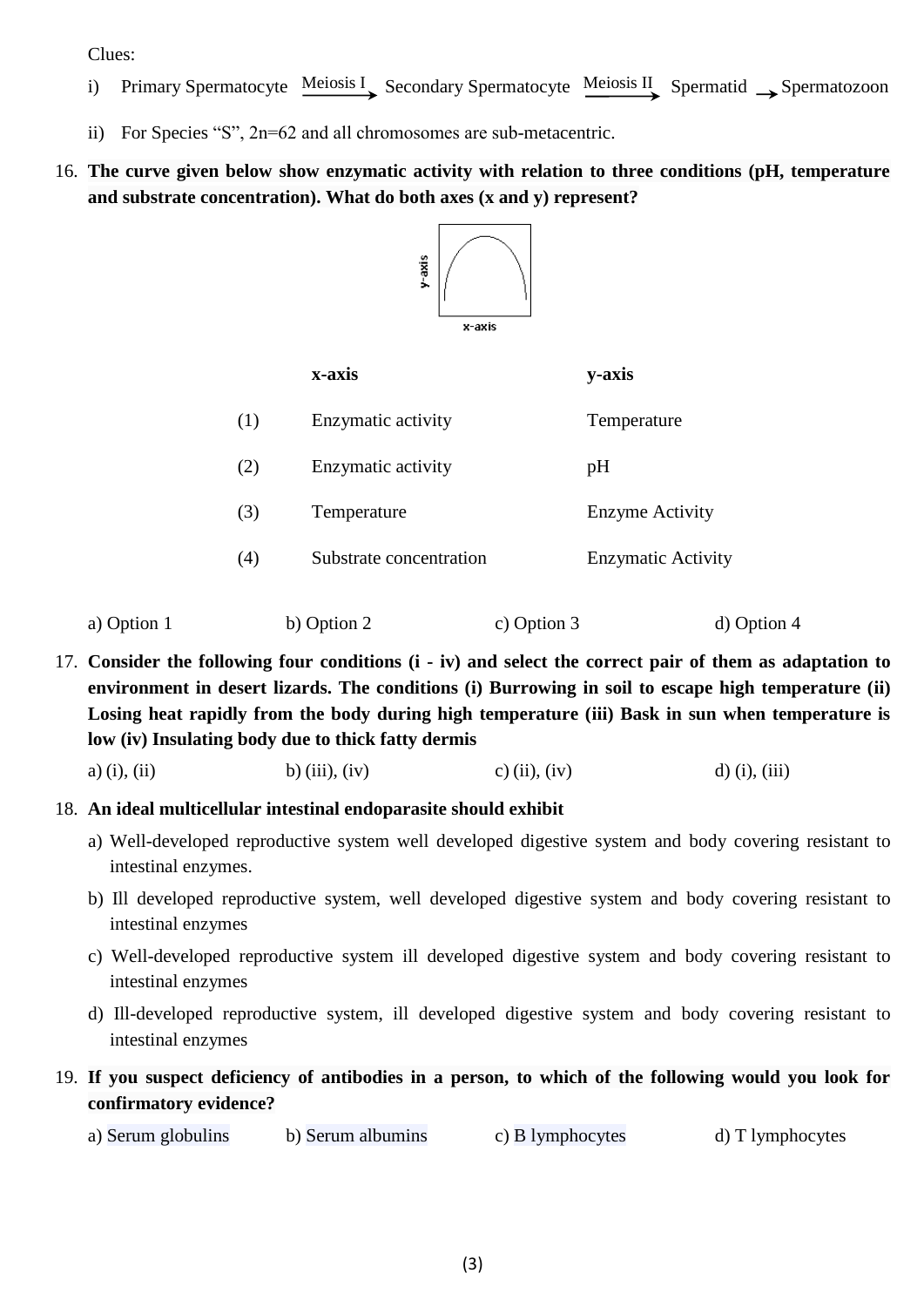Clues:

i) Primary Spermatocyte $\xrightarrow{\text{Meiosis I}}$ Secondary Spermatocyte $\xrightarrow{\text{Meiosis II}}$ Spermatid $\rightarrow$ Spermatozoon

ii) For Species "S", 2n=62 and all chromosomes are sub-metacentric.

16. **The curve given below show enzymatic activity with relation to three conditions (pH, temperature and substrate concentration). What do both axes (x and y) represent?**

| | x-axis | y-axis |
|---|---|---|
| (1) | Enzymatic activity | Temperature |
| (2) | Enzymatic activity | pH |
| (3) | Temperature | Enzyme Activity |
| (4) | Substrate concentration | Enzymatic Activity |

a) Option 1 b) Option 2 c) Option 3 d) Option 4

17. **Consider the following four conditions (i - iv) and select the correct pair of them as adaptation to environment in desert lizards. The conditions (i) Burrowing in soil to escape high temperature (ii) Losing heat rapidly from the body during high temperature (iii) Bask in sun when temperature is low (iv) Insulating body due to thick fatty dermis**

a) (i), (ii) b) (iii), (iv) c) (ii), (iv) d) (i), (iii)

18. **An ideal multicellular intestinal endoparasite should exhibit**

a) Well-developed reproductive system well developed digestive system and body covering resistant to intestinal enzymes.

b) Ill developed reproductive system, well developed digestive system and body covering resistant to intestinal enzymes

c) Well-developed reproductive system ill developed digestive system and body covering resistant to intestinal enzymes

d) Ill-developed reproductive system, ill developed digestive system and body covering resistant to intestinal enzymes

19. **If you suspect deficiency of antibodies in a person, to which of the following would you look for confirmatory evidence?**

a) Serum globulins b) Serum albumins c) B lymphocytes d) T lymphocytes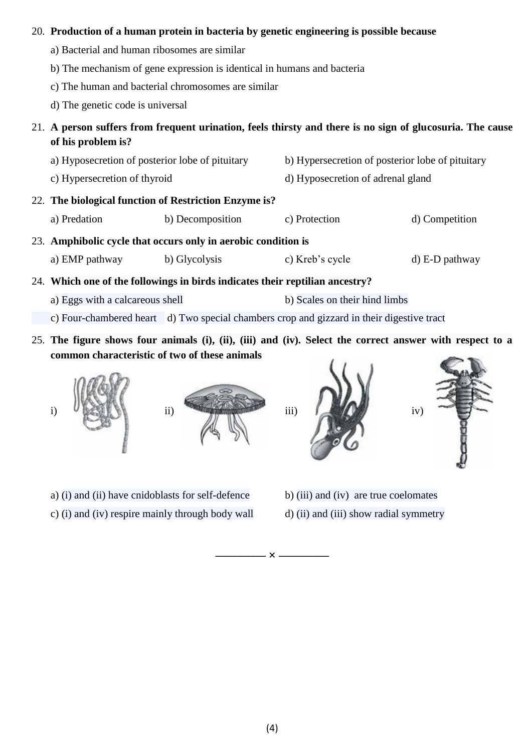20. **Production of a human protein in bacteria by genetic engineering is possible because**

    a) Bacterial and human ribosomes are similar

    b) The mechanism of gene expression is identical in humans and bacteria

    c) The human and bacterial chromosomes are similar

    d) The genetic code is universal

21. **A person suffers from frequent urination, feels thirsty and there is no sign of glucosuria. The cause of his problem is?**

    a) Hyposecretion of posterior lobe of pituitary
    b) Hypersecretion of posterior lobe of pituitary
    c) Hypersecretion of thyroid
    d) Hyposecretion of adrenal gland

22. **The biological function of Restriction Enzyme is?**

    a) Predation
    b) Decomposition
    c) Protection
    d) Competition

23. **Amphibolic cycle that occurs only in aerobic condition is**

    a) EMP pathway
    b) Glycolysis
    c) Kreb's cycle
    d) E-D pathway

24. **Which one of the followings in birds indicates their reptilian ancestry?**

    a) Eggs with a calcareous shell
    b) Scales on their hind limbs
    c) Four-chambered heart
    d) Two special chambers crop and gizzard in their digestive tract

25. **The figure shows four animals (i), (ii), (iii) and (iv). Select the correct answer with respect to a common characteristic of two of these animals**

    i) ii) iii) iv)

    a) (i) and (ii) have cnidoblasts for self-defence
    b) (iii) and (iv) are true coelomates
    c) (i) and (iv) respire mainly through body wall
    d) (ii) and (iii) show radial symmetry

———— × ————